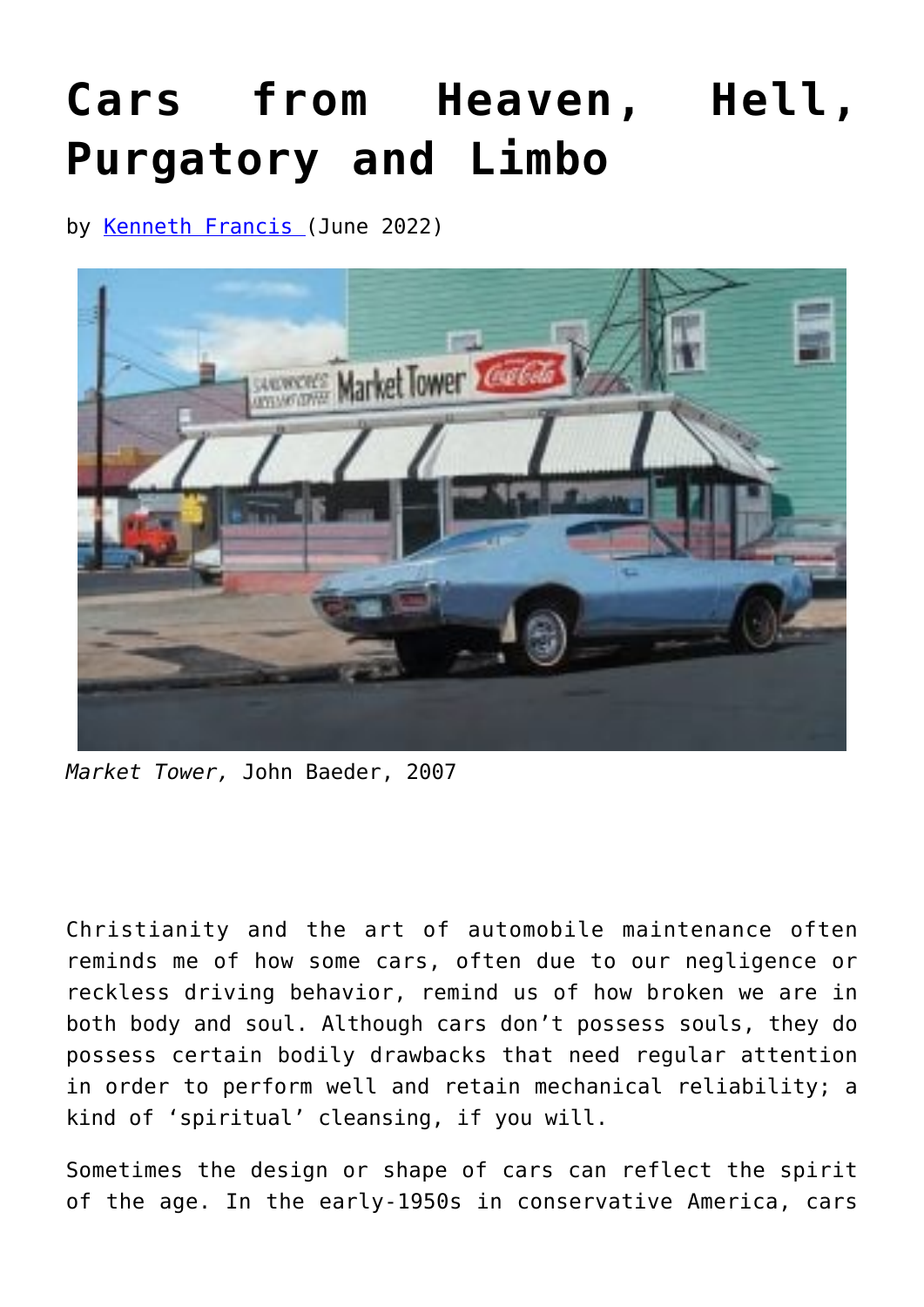# Cars from Heaven, Hell, Purgatory and Limbo

by [Kenneth Francis](#) (June 2022)

*Market Tower,* John Baeder, 2007

Christianity and the art of automobile maintenance often reminds me of how some cars, often due to our negligence or reckless driving behavior, remind us of how broken we are in both body and soul. Although cars don't possess souls, they do possess certain bodily drawbacks that need regular attention in order to perform well and retain mechanical reliability; a kind of 'spiritual' cleansing, if you will.

Sometimes the design or shape of cars can reflect the spirit of the age. In the early-1950s in conservative America, cars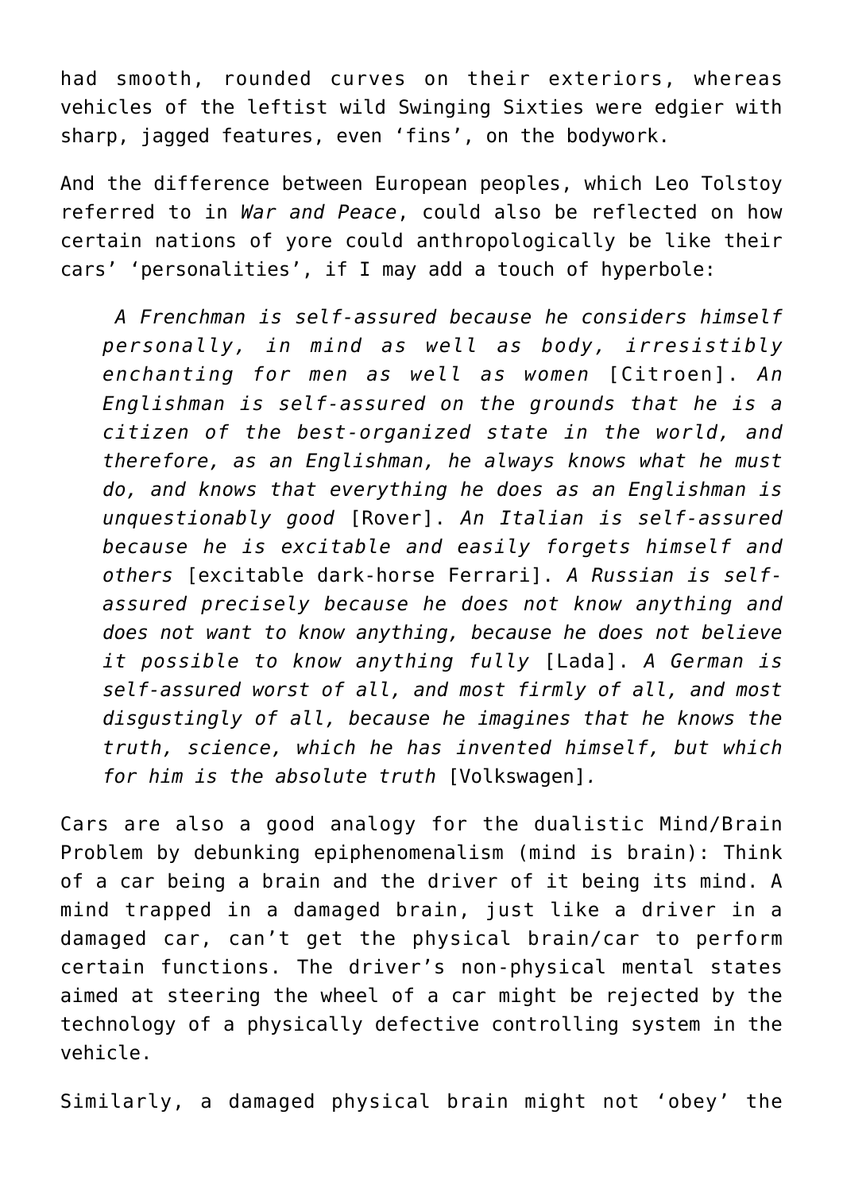had smooth, rounded curves on their exteriors, whereas vehicles of the leftist wild Swinging Sixties were edgier with sharp, jagged features, even ‘fins’, on the bodywork.

And the difference between European peoples, which Leo Tolstoy referred to in *War and Peace*, could also be reflected on how certain nations of yore could anthropologically be like their cars’ ‘personalities’, if I may add a touch of hyperbole:

> *A Frenchman is self-assured because he considers himself personally, in mind as well as body, irresistibly enchanting for men as well as women* [Citroen]. *An Englishman is self-assured on the grounds that he is a citizen of the best-organized state in the world, and therefore, as an Englishman, he always knows what he must do, and knows that everything he does as an Englishman is unquestionably good* [Rover]. *An Italian is self-assured because he is excitable and easily forgets himself and others* [excitable dark-horse Ferrari]. *A Russian is self-assured precisely because he does not know anything and does not want to know anything, because he does not believe it possible to know anything fully* [Lada]. *A German is self-assured worst of all, and most firmly of all, and most disgustingly of all, because he imagines that he knows the truth, science, which he has invented himself, but which for him is the absolute truth* [Volkswagen].

Cars are also a good analogy for the dualistic Mind/Brain Problem by debunking epiphenomenalism (mind is brain): Think of a car being a brain and the driver of it being its mind. A mind trapped in a damaged brain, just like a driver in a damaged car, can’t get the physical brain/car to perform certain functions. The driver’s non-physical mental states aimed at steering the wheel of a car might be rejected by the technology of a physically defective controlling system in the vehicle.

Similarly, a damaged physical brain might not ‘obey’ the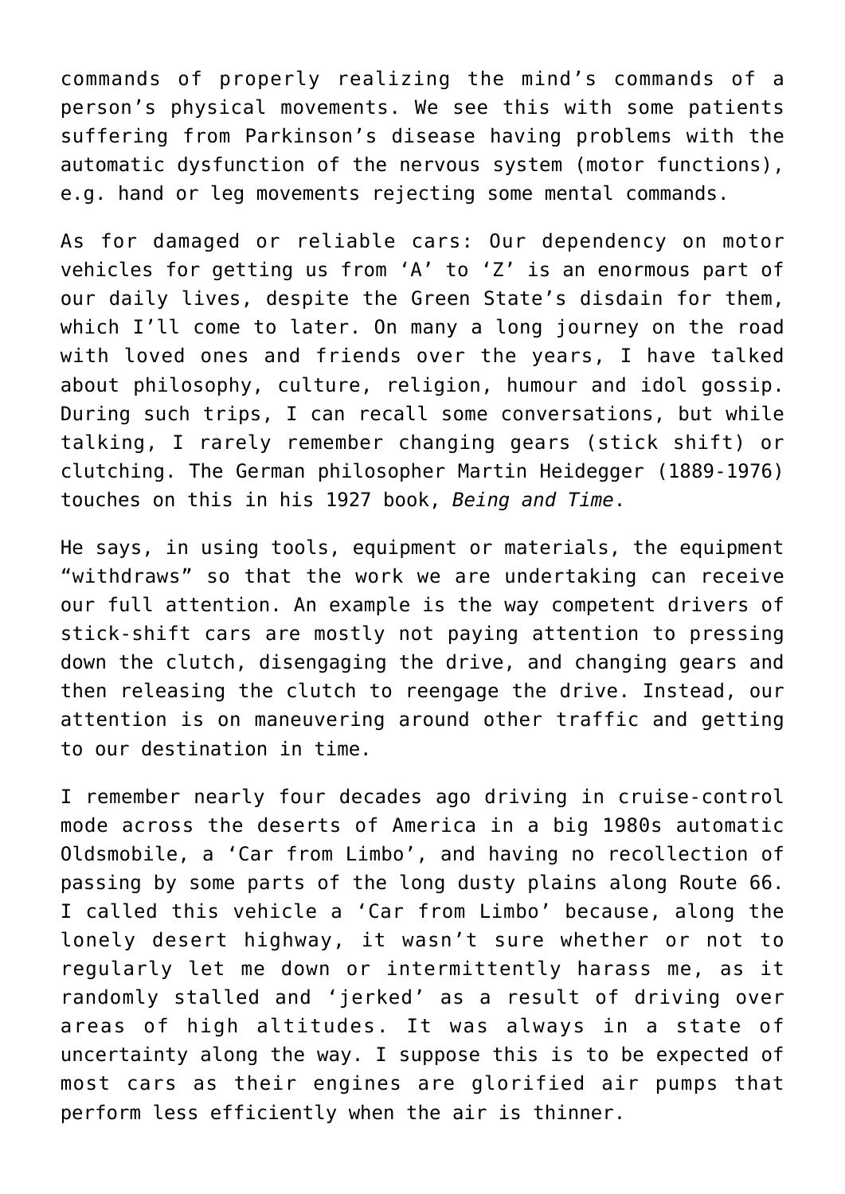commands of properly realizing the mind's commands of a person's physical movements. We see this with some patients suffering from Parkinson's disease having problems with the automatic dysfunction of the nervous system (motor functions), e.g. hand or leg movements rejecting some mental commands.

As for damaged or reliable cars: Our dependency on motor vehicles for getting us from 'A' to 'Z' is an enormous part of our daily lives, despite the Green State's disdain for them, which I'll come to later. On many a long journey on the road with loved ones and friends over the years, I have talked about philosophy, culture, religion, humour and idol gossip. During such trips, I can recall some conversations, but while talking, I rarely remember changing gears (stick shift) or clutching. The German philosopher Martin Heidegger (1889-1976) touches on this in his 1927 book, *Being and Time*.

He says, in using tools, equipment or materials, the equipment "withdraws" so that the work we are undertaking can receive our full attention. An example is the way competent drivers of stick-shift cars are mostly not paying attention to pressing down the clutch, disengaging the drive, and changing gears and then releasing the clutch to reengage the drive. Instead, our attention is on maneuvering around other traffic and getting to our destination in time.

I remember nearly four decades ago driving in cruise-control mode across the deserts of America in a big 1980s automatic Oldsmobile, a 'Car from Limbo', and having no recollection of passing by some parts of the long dusty plains along Route 66. I called this vehicle a 'Car from Limbo' because, along the lonely desert highway, it wasn't sure whether or not to regularly let me down or intermittently harass me, as it randomly stalled and 'jerked' as a result of driving over areas of high altitudes. It was always in a state of uncertainty along the way. I suppose this is to be expected of most cars as their engines are glorified air pumps that perform less efficiently when the air is thinner.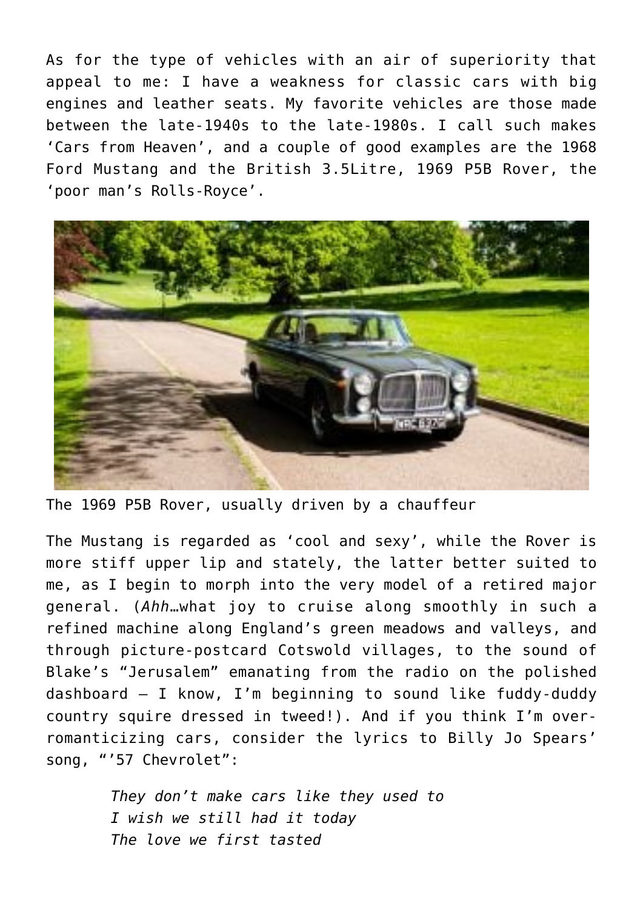As for the type of vehicles with an air of superiority that appeal to me: I have a weakness for classic cars with big engines and leather seats. My favorite vehicles are those made between the late-1940s to the late-1980s. I call such makes 'Cars from Heaven', and a couple of good examples are the 1968 Ford Mustang and the British 3.5Litre, 1969 P5B Rover, the 'poor man's Rolls-Royce'.

The 1969 P5B Rover, usually driven by a chauffeur

The Mustang is regarded as 'cool and sexy', while the Rover is more stiff upper lip and stately, the latter better suited to me, as I begin to morph into the very model of a retired major general. (*Ahh*…what joy to cruise along smoothly in such a refined machine along England's green meadows and valleys, and through picture-postcard Cotswold villages, to the sound of Blake's "Jerusalem" emanating from the radio on the polished dashboard – I know, I'm beginning to sound like fuddy-duddy country squire dressed in tweed!). And if you think I'm over-romanticizing cars, consider the lyrics to Billy Jo Spears' song, "'57 Chevrolet":

> *They don't make cars like they used to*
> *I wish we still had it today*
> *The love we first tasted*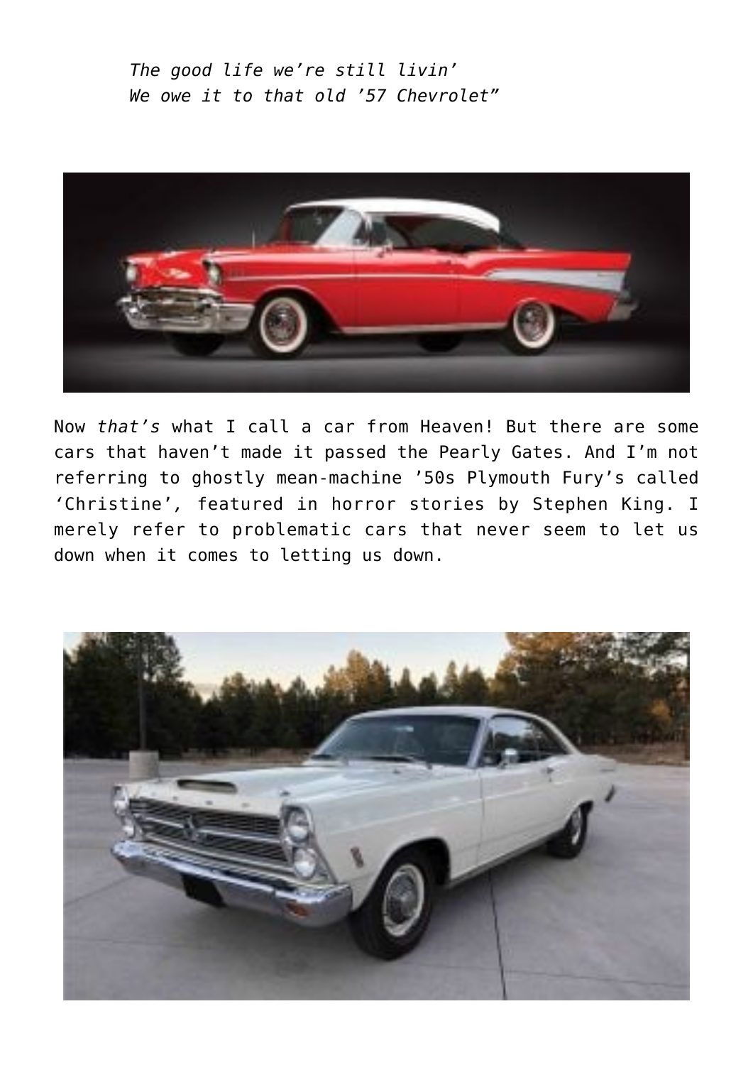*The good life we're still livin'*
*We owe it to that old '57 Chevrolet"*

Now *that's* what I call a car from Heaven! But there are some cars that haven't made it passed the Pearly Gates. And I'm not referring to ghostly mean-machine '50s Plymouth Fury's called 'Christine', featured in horror stories by Stephen King. I merely refer to problematic cars that never seem to let us down when it comes to letting us down.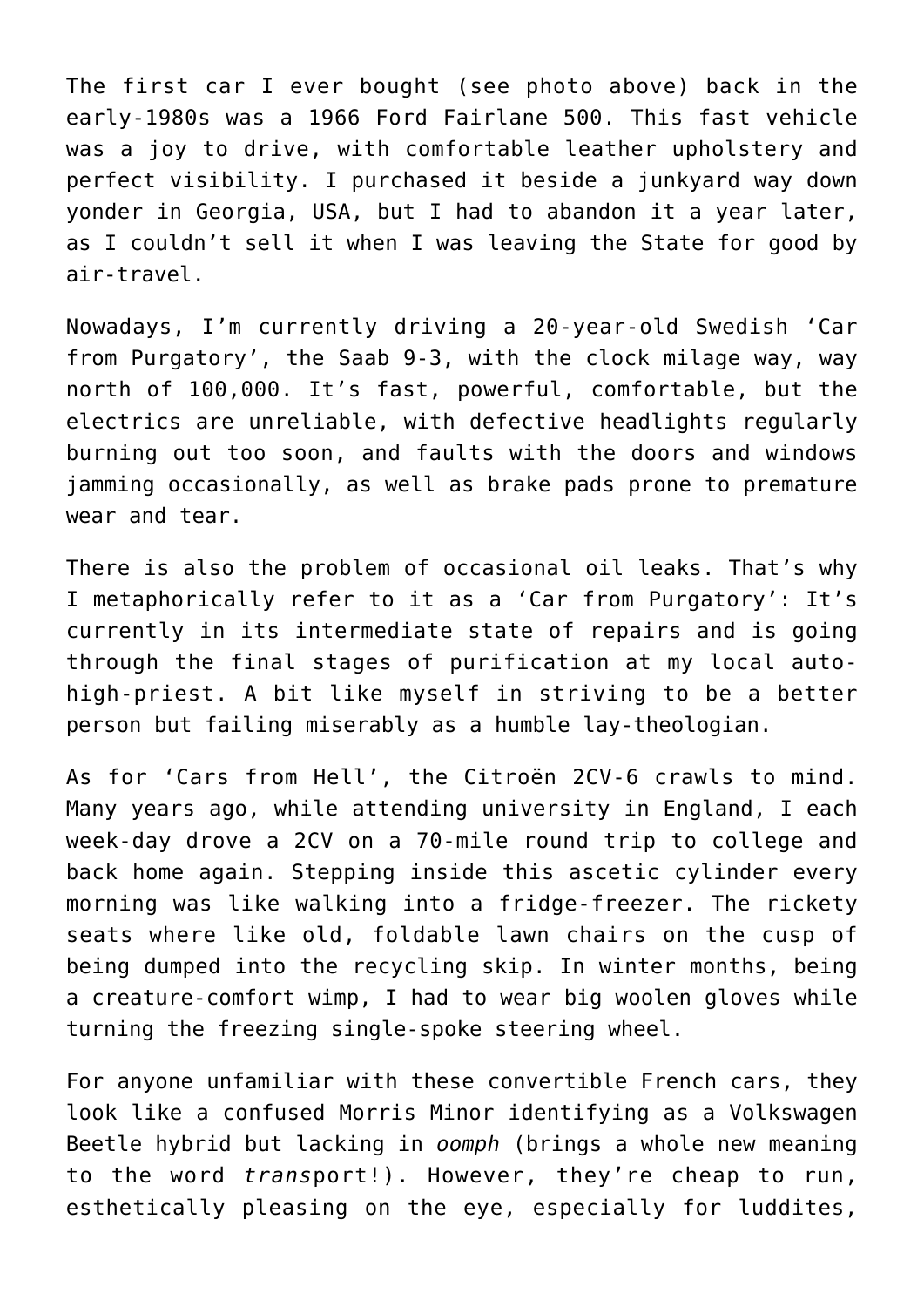The first car I ever bought (see photo above) back in the early-1980s was a 1966 Ford Fairlane 500. This fast vehicle was a joy to drive, with comfortable leather upholstery and perfect visibility. I purchased it beside a junkyard way down yonder in Georgia, USA, but I had to abandon it a year later, as I couldn't sell it when I was leaving the State for good by air-travel.

Nowadays, I'm currently driving a 20-year-old Swedish 'Car from Purgatory', the Saab 9-3, with the clock milage way, way north of 100,000. It's fast, powerful, comfortable, but the electrics are unreliable, with defective headlights regularly burning out too soon, and faults with the doors and windows jamming occasionally, as well as brake pads prone to premature wear and tear.

There is also the problem of occasional oil leaks. That's why I metaphorically refer to it as a 'Car from Purgatory': It's currently in its intermediate state of repairs and is going through the final stages of purification at my local auto-high-priest. A bit like myself in striving to be a better person but failing miserably as a humble lay-theologian.

As for 'Cars from Hell', the Citroën 2CV-6 crawls to mind. Many years ago, while attending university in England, I each week-day drove a 2CV on a 70-mile round trip to college and back home again. Stepping inside this ascetic cylinder every morning was like walking into a fridge-freezer. The rickety seats where like old, foldable lawn chairs on the cusp of being dumped into the recycling skip. In winter months, being a creature-comfort wimp, I had to wear big woolen gloves while turning the freezing single-spoke steering wheel.

For anyone unfamiliar with these convertible French cars, they look like a confused Morris Minor identifying as a Volkswagen Beetle hybrid but lacking in *oomph* (brings a whole new meaning to the word *trans*port!). However, they're cheap to run, esthetically pleasing on the eye, especially for luddites,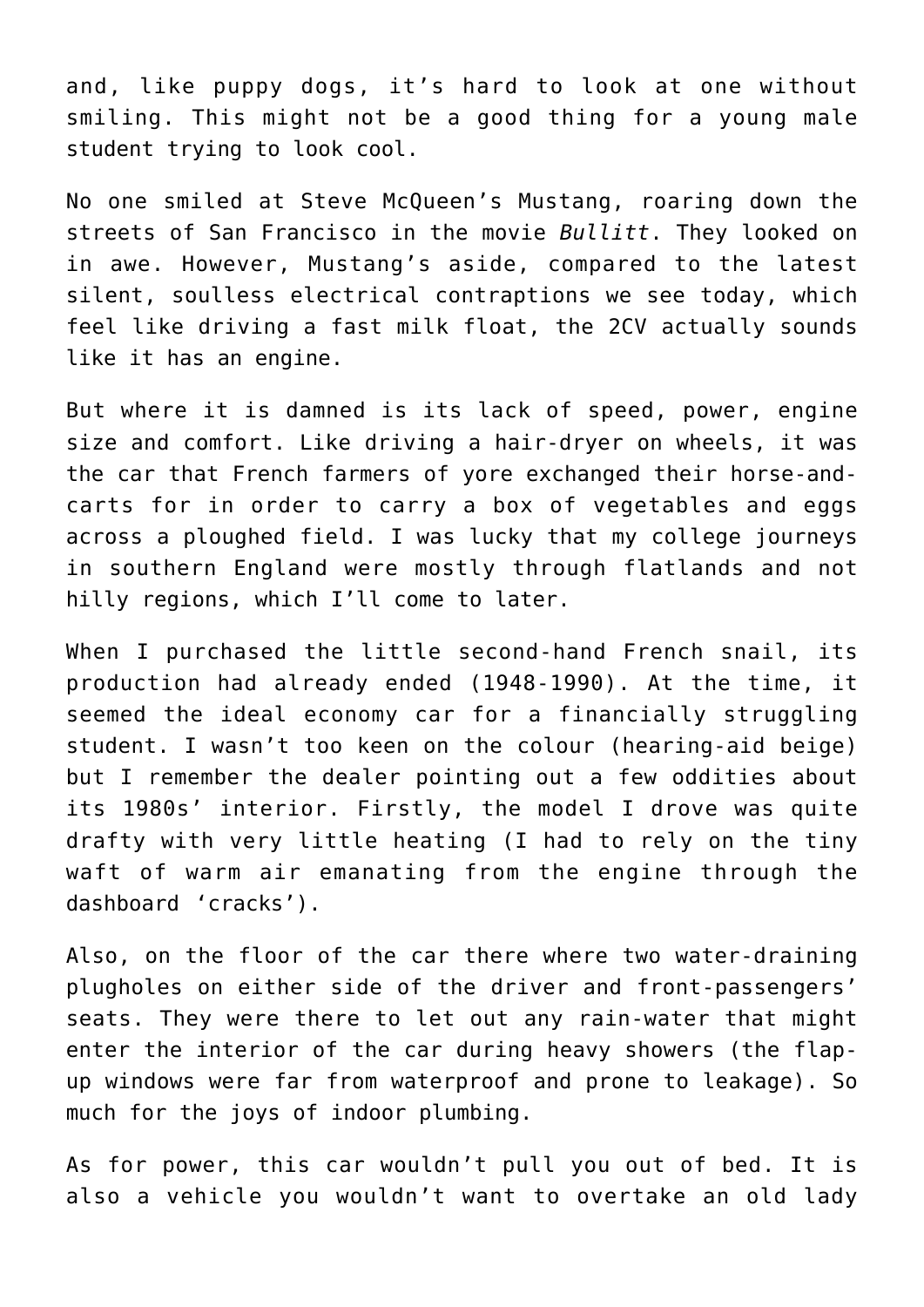and, like puppy dogs, it's hard to look at one without smiling. This might not be a good thing for a young male student trying to look cool.

No one smiled at Steve McQueen's Mustang, roaring down the streets of San Francisco in the movie *Bullitt*. They looked on in awe. However, Mustang's aside, compared to the latest silent, soulless electrical contraptions we see today, which feel like driving a fast milk float, the 2CV actually sounds like it has an engine.

But where it is damned is its lack of speed, power, engine size and comfort. Like driving a hair-dryer on wheels, it was the car that French farmers of yore exchanged their horse-and-carts for in order to carry a box of vegetables and eggs across a ploughed field. I was lucky that my college journeys in southern England were mostly through flatlands and not hilly regions, which I'll come to later.

When I purchased the little second-hand French snail, its production had already ended (1948-1990). At the time, it seemed the ideal economy car for a financially struggling student. I wasn't too keen on the colour (hearing-aid beige) but I remember the dealer pointing out a few oddities about its 1980s' interior. Firstly, the model I drove was quite drafty with very little heating (I had to rely on the tiny waft of warm air emanating from the engine through the dashboard 'cracks').

Also, on the floor of the car there where two water-draining plugholes on either side of the driver and front-passengers' seats. They were there to let out any rain-water that might enter the interior of the car during heavy showers (the flap-up windows were far from waterproof and prone to leakage). So much for the joys of indoor plumbing.

As for power, this car wouldn't pull you out of bed. It is also a vehicle you wouldn't want to overtake an old lady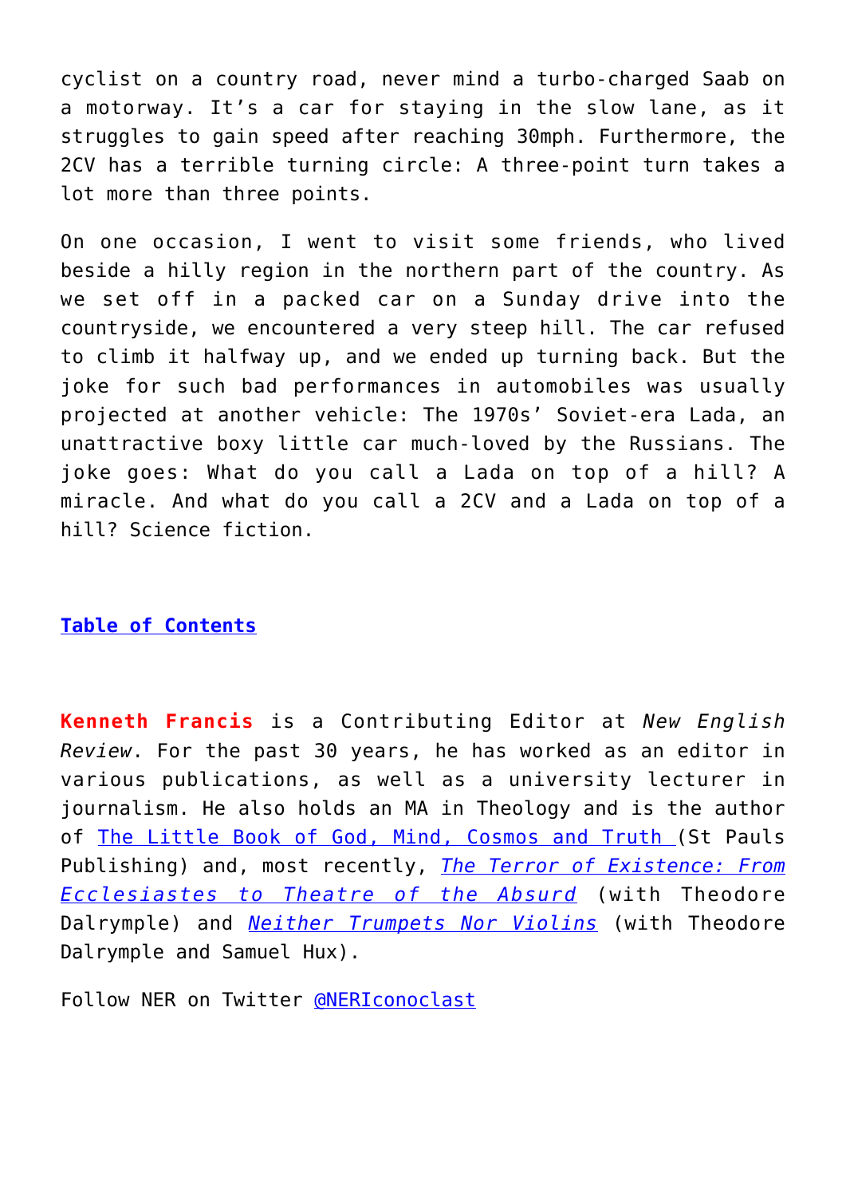cyclist on a country road, never mind a turbo-charged Saab on a motorway. It's a car for staying in the slow lane, as it struggles to gain speed after reaching 30mph. Furthermore, the 2CV has a terrible turning circle: A three-point turn takes a lot more than three points.

On one occasion, I went to visit some friends, who lived beside a hilly region in the northern part of the country. As we set off in a packed car on a Sunday drive into the countryside, we encountered a very steep hill. The car refused to climb it halfway up, and we ended up turning back. But the joke for such bad performances in automobiles was usually projected at another vehicle: The 1970s' Soviet-era Lada, an unattractive boxy little car much-loved by the Russians. The joke goes: What do you call a Lada on top of a hill? A miracle. And what do you call a 2CV and a Lada on top of a hill? Science fiction.

**Table of Contents**

**Kenneth Francis** is a Contributing Editor at *New English Review*. For the past 30 years, he has worked as an editor in various publications, as well as a university lecturer in journalism. He also holds an MA in Theology and is the author of The Little Book of God, Mind, Cosmos and Truth (St Pauls Publishing) and, most recently, *The Terror of Existence: From Ecclesiastes to Theatre of the Absurd* (with Theodore Dalrymple) and *Neither Trumpets Nor Violins* (with Theodore Dalrymple and Samuel Hux).

Follow NER on Twitter @NERIconoclast